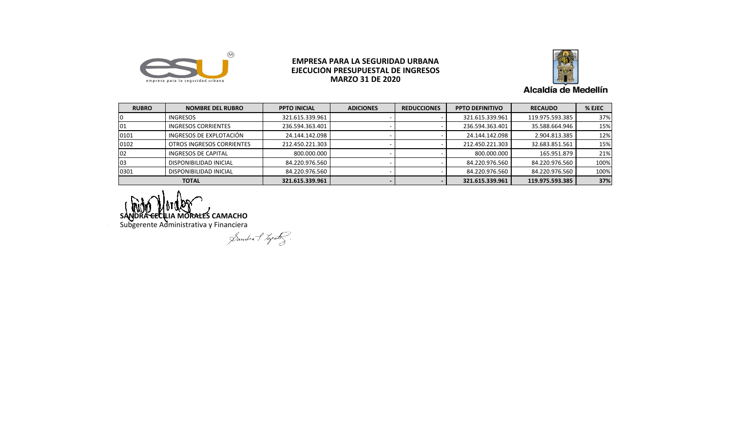**EMPRESA PARA LA SEGURIDAD URBANA**
**EJECUCIÓN PRESUPUESTAL DE INGRESOS**
**MARZO 31 DE 2020**

| RUBRO | NOMBRE DEL RUBRO | PPTO INICIAL | ADICIONES | REDUCCIONES | PPTO DEFINITIVO | RECAUDO | % EJEC |
|---|---|---|---|---|---|---|---|
| 0 | INGRESOS | 321.615.339.961 | - | - | 321.615.339.961 | 119.975.593.385 | 37% |
| 01 | INGRESOS CORRIENTES | 236.594.363.401 | - | - | 236.594.363.401 | 35.588.664.946 | 15% |
| 0101 | INGRESOS DE EXPLOTACIÓN | 24.144.142.098 | - | - | 24.144.142.098 | 2.904.813.385 | 12% |
| 0102 | OTROS INGRESOS CORRIENTES | 212.450.221.303 | - | - | 212.450.221.303 | 32.683.851.561 | 15% |
| 02 | INGRESOS DE CAPITAL | 800.000.000 | - | - | 800.000.000 | 165.951.879 | 21% |
| 03 | DISPONIBILIDAD INICIAL | 84.220.976.560 | - | - | 84.220.976.560 | 84.220.976.560 | 100% |
| 0301 | DISPONIBILIDAD INICIAL | 84.220.976.560 | - | - | 84.220.976.560 | 84.220.976.560 | 100% |
| **TOTAL** | | **321.615.339.961** | **-** | **-** | **321.615.339.961** | **119.975.593.385** | **37%** |

**SANDRA CECILIA MORALES CAMACHO**
Subgerente Administrativa y Financiera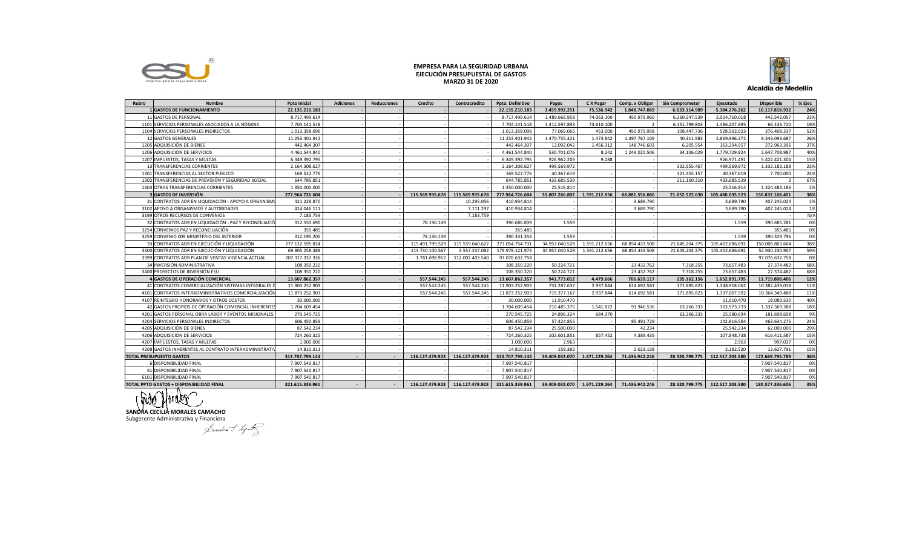# EMPRESA PARA LA SEGURIDAD URBANA
## EJECUCIÓN PRESUPUESTAL DE GASTOS
### MARZO 31 DE 2020

| Rubro | Nombre | Ppto Inicial | Adiciones | Reducciones | Credito | Contracredito | Ppto. Definitivo | Pagos | C X Pagar | Comp. x Obligar | Sin Comprometer | Ejecutado | Disponible | % Ejec |
|---|---|---|---|---|---|---|---|---|---|---|---|---|---|---|
| 1 | **GASTOS DE FUNCIONAMIENTO** | 22.135.210.183 | - | - | - | - | 22.135.210.183 | 3.459.992.251 | 75.536.942 | 1.848.747.069 | 6.633.114.989 | 5.384.276.262 | 10.117.818.932 | 24% |
| 11 | GASTOS DE PERSONAL | 8.717.499.614 | - | - | - | - | 8.717.499.614 | 1.489.666.958 | 74.063.100 | 450.979.960 | 6.260.247.539 | 2.014.710.018 | 442.542.057 | 23% |
| 1101 | SERVICIOS PERSONALES ASOCIADOS A LA NÓMINA | 7.704.141.518 | - | - | - | - | 7.704.141.518 | 1.412.597.893 | 73.610.100 | 2 | 6.151.799.803 | 1.486.207.995 | 66.133.720 | 19% |
| 1104 | SERVICIOS PERSONALES INDIRECTOS | 1.013.358.096 | - | - | - | - | 1.013.358.096 | 77.069.065 | 453.000 | 450.979.958 | 108.447.736 | 528.502.023 | 376.408.337 | 52% |
| 12 | GASTOS GENERALES | 11.253.401.942 | - | - | - | - | 11.253.401.942 | 1.470.755.321 | 1.473.842 | 1.397.767.109 | 40.311.983 | 2.869.996.272 | 8.343.093.687 | 26% |
| 1205 | ADQUISICIÓN DE BIENES | 442.464.307 | - | - | - | - | 442.464.307 | 13.092.042 | 1.456.312 | 148.746.603 | 6.205.954 | 163.294.957 | 272.963.396 | 37% |
| 1206 | ADQUISICIÓN DE SERVICIOS | 4.461.544.840 | - | - | - | - | 4.461.544.840 | 530.701.076 | 8.242 | 1.249.020.506 | 34.106.029 | 1.779.729.824 | 2.647.708.987 | 40% |
| 1207 | IMPUESTOS, TASAS Y MULTAS | 6.349.392.795 | - | - | - | - | 6.349.392.795 | 926.962.203 | 9.288 | - | - | 926.971.491 | 5.422.421.304 | 15% |
| 13 | TRANSFERENCIAS CORRIENTES | 2.164.308.627 | - | - | - | - | 2.164.308.627 | 499.569.972 | - | - | 332.555.467 | 499.569.972 | 1.332.183.188 | 23% |
| 1301 | TRANSFERENCIAS AL SECTOR PUBLICO | 169.522.776 | - | - | - | - | 169.522.776 | 40.367.619 | - | - | 121.455.157 | 40.367.619 | 7.700.000 | 24% |
| 1302 | TRANSFERENCIAS DE PREVISIÓN Y SEGURIDAD SOCIAL | 644.785.851 | - | - | - | - | 644.785.851 | 433.685.539 | - | - | 211.100.310 | 433.685.539 | 2 | 67% |
| 1303 | OTRAS TRANSFERENCIAS CORRIENTES | 1.350.000.000 | - | - | - | - | 1.350.000.000 | 25.516.814 | - | - | - | 25.516.814 | 1.324.483.186 | 2% |
| 3 | **GASTOS DE INVERSIÓN** | 277.964.726.604 | - | - | 115.569.935.678 | 115.569.935.678 | 277.964.726.604 | 35.007.266.807 | 1.591.212.656 | 68.881.556.060 | 21.652.522.630 | 105.480.035.523 | 150.832.168.451 | 38% |
| 31 | CONTRATOS ADR EN LIQUIDACIÓN - APOYO A ORGANISMO | 421.229.870 | - | - | - | 10.295.056 | 410.934.814 | - | - | 3.689.790 | - | 3.689.790 | 407.245.024 | 1% |
| 3102 | APOYO A ORGANISMOS Y AUTORIDADES | 414.046.111 | - | - | - | 3.111.297 | 410.934.814 | - | - | 3.689.790 | - | 3.689.790 | 407.245.024 | 1% |
| 3199 | OTROS RECURSOS DE CONVENIOS | 7.183.759 | - | - | - | 7.183.759 | - | - | - | - | - | - | - | N/A |
| 32 | CONTRATOS ADR EN LIQUIDACIÓN - PAZ Y RECONCILIACIÓ | 312.550.690 | - | - | 78.136.149 | - | 390.686.839 | 1.559 | - | - | - | 1.559 | 390.685.281 | 0% |
| 3254 | CONVENIOS PAZ Y RECONCILIACIÓN | 355.485 | - | - | - | - | 355.485 | - | - | - | - | - | 355.485 | 0% |
| 3259 | CONVENIO 009 MINISTERIO DEL INTERIOR | 312.195.205 | - | - | 78.136.149 | - | 390.331.354 | 1.559 | - | - | - | 1.559 | 390.329.796 | 0% |
| 33 | CONTRATOS ADR EN EJECUCIÓN Y LIQUIDACIÓN | 277.122.595.824 | - | - | 115.491.799.529 | 115.559.640.622 | 277.054.754.731 | 34.957.040.528 | 1.591.212.656 | 68.854.433.508 | 21.645.204.375 | 105.402.686.692 | 150.006.863.664 | 38% |
| 3300 | CONTRATOS ADR EN EJECUCIÓN Y LIQUIDACIÓN | 69.805.258.488 | - | - | 113.730.100.567 | 3.557.237.082 | 179.978.121.973 | 34.957.040.528 | 1.591.212.656 | 68.854.433.508 | 21.645.204.375 | 105.402.686.692 | 52.930.230.907 | 59% |
| 3399 | CONTRATOS ADR PLAN DE VENTAS VIGENCIA ACTUAL | 207.317.337.336 | - | - | 1.761.698.962 | 112.002.403.540 | 97.076.632.758 | - | - | - | - | - | 97.076.632.758 | 0% |
| 34 | INVERSIÓN ADMINISTRATIVA | 108.350.220 | - | - | - | - | 108.350.220 | 50.224.721 | - | 23.432.762 | 7.318.255 | 73.657.483 | 27.374.482 | 68% |
| 3400 | PROYECTOS DE INVERSIÓN ESU | 108.350.220 | - | - | - | - | 108.350.220 | 50.224.721 | - | 23.432.762 | 7.318.255 | 73.657.483 | 27.374.482 | 68% |
| 4 | **GASTOS DE OPERACIÓN COMERCIAL** | 13.607.862.357 | - | - | 557.544.245 | 557.544.245 | 13.607.862.357 | 941.773.012 | 4.479.666 | 706.639.117 | 235.162.156 | 1.652.891.795 | 11.719.808.406 | 12% |
| 41 | CONTRATOS COMERCIALIZACIÓN SISTEMAS INTEGRALES D | 11.903.252.903 | - | - | 557.544.245 | 557.544.245 | 11.903.252.903 | 731.287.637 | 2.937.844 | 614.692.581 | 171.895.823 | 1.348.918.062 | 10.382.439.018 | 11% |
| 4101 | CONTRATOS INTERADMINISTRATIVOS COMERCIALIZACIÓN | 11.873.252.903 | - | - | 557.544.245 | 557.544.245 | 11.873.252.903 | 719.377.167 | 2.937.844 | 614.692.581 | 171.895.823 | 1.337.007.592 | 10.364.349.488 | 11% |
| 4107 | REINTEGRO HONORARIOS Y OTROS COSTOS | 30.000.000 | - | - | - | - | 30.000.000 | 11.910.470 | - | - | - | 11.910.470 | 18.089.530 | 40% |
| 42 | GASTOS PROPIOS DE OPERACIÓN COMERCIAL INHERENTES | 1.704.609.454 | - | - | - | - | 1.704.609.454 | 210.485.375 | 1.541.822 | 91.946.536 | 63.266.333 | 303.973.733 | 1.337.369.388 | 18% |
| 4201 | GASTOS PERSONAL OBRA LABOR Y EVENTOS MISIONALES | 270.545.725 | - | - | - | - | 270.545.725 | 24.896.324 | 684.370 | - | 63.266.333 | 25.580.694 | 181.698.698 | 9% |
| 4204 | SERVICIOS PERSONALES INDIRECTOS | 606.450.859 | - | - | - | - | 606.450.859 | 57.324.855 | - | 85.491.729 | - | 142.816.584 | 463.634.275 | 24% |
| 4205 | ADQUISICIÓN DE BIENES | 87.542.234 | - | - | - | - | 87.542.234 | 25.500.000 | - | 42.234 | - | 25.542.234 | 62.000.000 | 29% |
| 4206 | ADQUISICIÓN DE SERVICIOS | 724.260.325 | - | - | - | - | 724.260.325 | 102.601.851 | 857.452 | 4.389.435 | - | 107.848.738 | 616.411.587 | 15% |
| 4207 | IMPUESTOS, TASAS Y MULTAS | 1.000.000 | - | - | - | - | 1.000.000 | 2.963 | - | - | - | 2.963 | 997.037 | 0% |
| 4208 | GASTOS INHERENTES AL CONTRATO INTERADMINISTRATIV | 14.810.311 | - | - | - | - | 14.810.311 | 159.382 | - | 2.023.138 | - | 2.182.520 | 12.627.791 | 15% |
| **TOTAL PRESUPUESTO GASTOS** | | 313.707.799.144 | - | - | 116.127.479.923 | 116.127.479.923 | 313.707.799.144 | 39.409.032.070 | 1.671.229.264 | 71.436.942.246 | 28.520.799.775 | 112.517.203.580 | 172.669.795.789 | 36% |
| 6 | DISPONIBILIDAD FINAL | 7.907.540.817 | - | - | - | - | 7.907.540.817 | - | - | - | - | - | 7.907.540.817 | 0% |
| 61 | DISPONIBILIDAD FINAL | 7.907.540.817 | - | - | - | - | 7.907.540.817 | - | - | - | - | - | 7.907.540.817 | 0% |
| 6101 | DISPONIBILIDAD FINAL | 7.907.540.817 | - | - | - | - | 7.907.540.817 | - | - | - | - | - | 7.907.540.817 | 0% |
| **TOTAL PPTO GASTOS + DISPONIBILIDAD FINAL** | | 321.615.339.961 | - | - | 116.127.479.923 | 116.127.479.923 | 321.615.339.961 | 39.409.032.070 | 1.671.229.264 | 71.436.942.246 | 28.520.799.775 | 112.517.203.580 | 180.577.336.606 | 35% |

**SANDRA CECILIA MORALES CAMACHO**
Subgerente Administrativa y Financiera